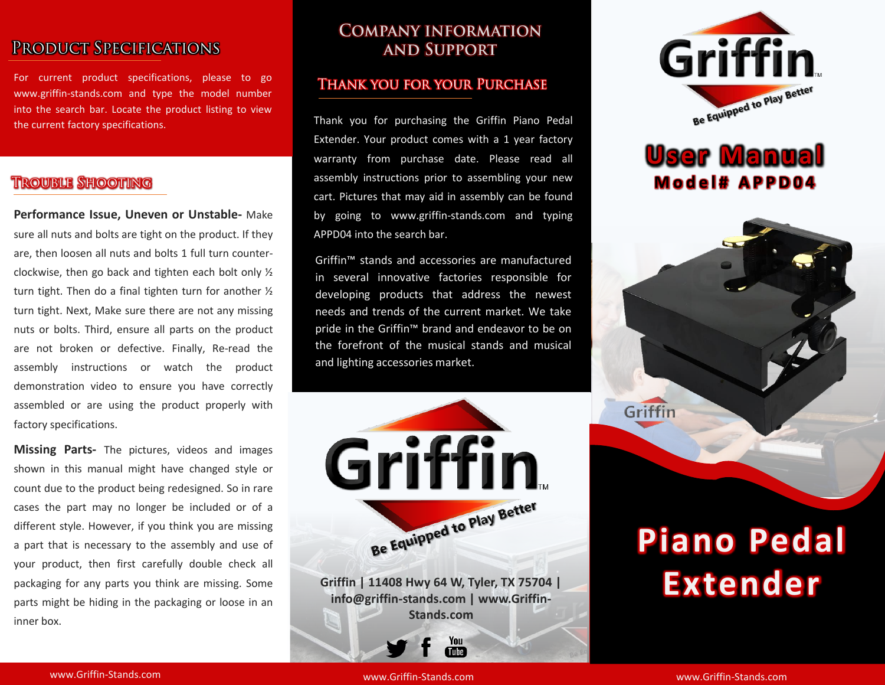## Product Specifications

For current product specifications, please to go www.griffin-stands.com and type the model number into the search bar. Locate the product listing to view the current factory specifications.

## Trouble Shooting

**Performance Issue, Uneven or Unstable-** Make sure all nuts and bolts are tight on the product. If they are, then loosen all nuts and bolts 1 full turn counter-clockwise, then go back and tighten each bolt only ½ turn tight. Then do a final tighten turn for another ½ turn tight. Next, Make sure there are not any missing nuts or bolts. Third, ensure all parts on the product are not broken or defective. Finally, Re-read the assembly instructions or watch the product demonstration video to ensure you have correctly assembled or are using the product properly with factory specifications.

**Missing Parts-** The pictures, videos and images shown in this manual might have changed style or count due to the product being redesigned. So in rare cases the part may no longer be included or of a different style. However, if you think you are missing a part that is necessary to the assembly and use of your product, then first carefully double check all packaging for any parts you think are missing. Some parts might be hiding in the packaging or loose in an inner box.

## Company Information and Support

### Thank You for Your Purchase

Thank you for purchasing the Griffin Piano Pedal Extender. Your product comes with a 1 year factory warranty from purchase date. Please read all assembly instructions prior to assembling your new cart. Pictures that may aid in assembly can be found by going to www.griffin-stands.com and typing APPD04 into the search bar.

Griffin™ stands and accessories are manufactured in several innovative factories responsible for developing products that address the newest needs and trends of the current market. We take pride in the Griffin™ brand and endeavor to be on the forefront of the musical stands and musical and lighting accessories market.

Griffin™

Be Equipped to Play Better

**Griffin | 11408 Hwy 64 W, Tyler, TX 75704 | info@griffin-stands.com | www.Griffin-Stands.com**

Griffin™

Be Equipped to Play Better

# User Manual

## Model# APPD04

Griffin

# Piano Pedal Extender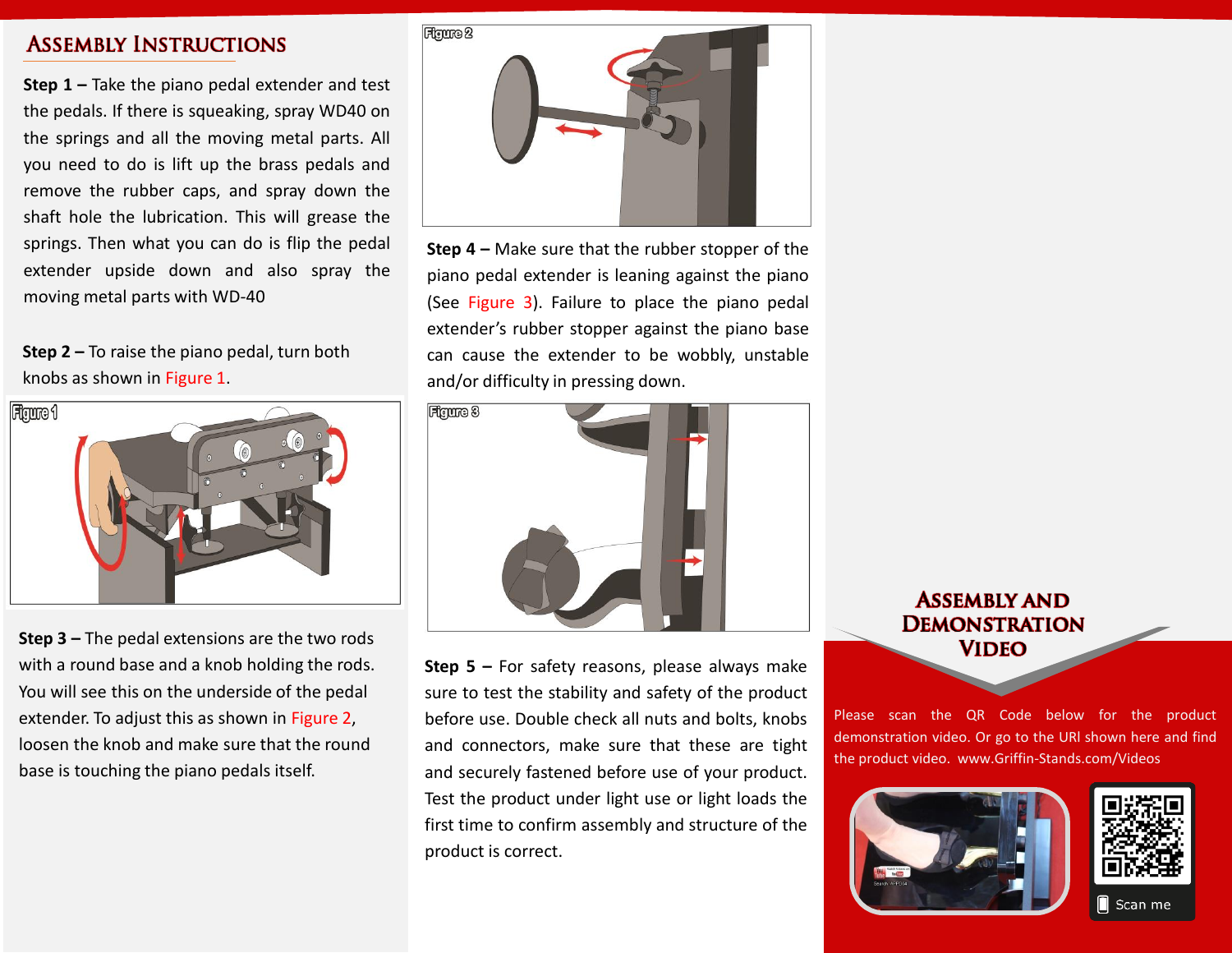## Assembly Instructions

**Step 1 –** Take the piano pedal extender and test the pedals. If there is squeaking, spray WD40 on the springs and all the moving metal parts. All you need to do is lift up the brass pedals and remove the rubber caps, and spray down the shaft hole the lubrication. This will grease the springs. Then what you can do is flip the pedal extender upside down and also spray the moving metal parts with WD-40

**Step 2 –** To raise the piano pedal, turn both knobs as shown in Figure 1.

Figure 1

**Step 3 –** The pedal extensions are the two rods with a round base and a knob holding the rods. You will see this on the underside of the pedal extender. To adjust this as shown in Figure 2, loosen the knob and make sure that the round base is touching the piano pedals itself.

Figure 2

**Step 4 –** Make sure that the rubber stopper of the piano pedal extender is leaning against the piano (See Figure 3). Failure to place the piano pedal extender's rubber stopper against the piano base can cause the extender to be wobbly, unstable and/or difficulty in pressing down.

Figure 3

**Step 5 –** For safety reasons, please always make sure to test the stability and safety of the product before use. Double check all nuts and bolts, knobs and connectors, make sure that these are tight and securely fastened before use of your product. Test the product under light use or light loads the first time to confirm assembly and structure of the product is correct.

## Assembly and Demonstration Video

Please scan the QR Code below for the product demonstration video. Or go to the URl shown here and find the product video. www.Griffin-Stands.com/Videos

Scan me